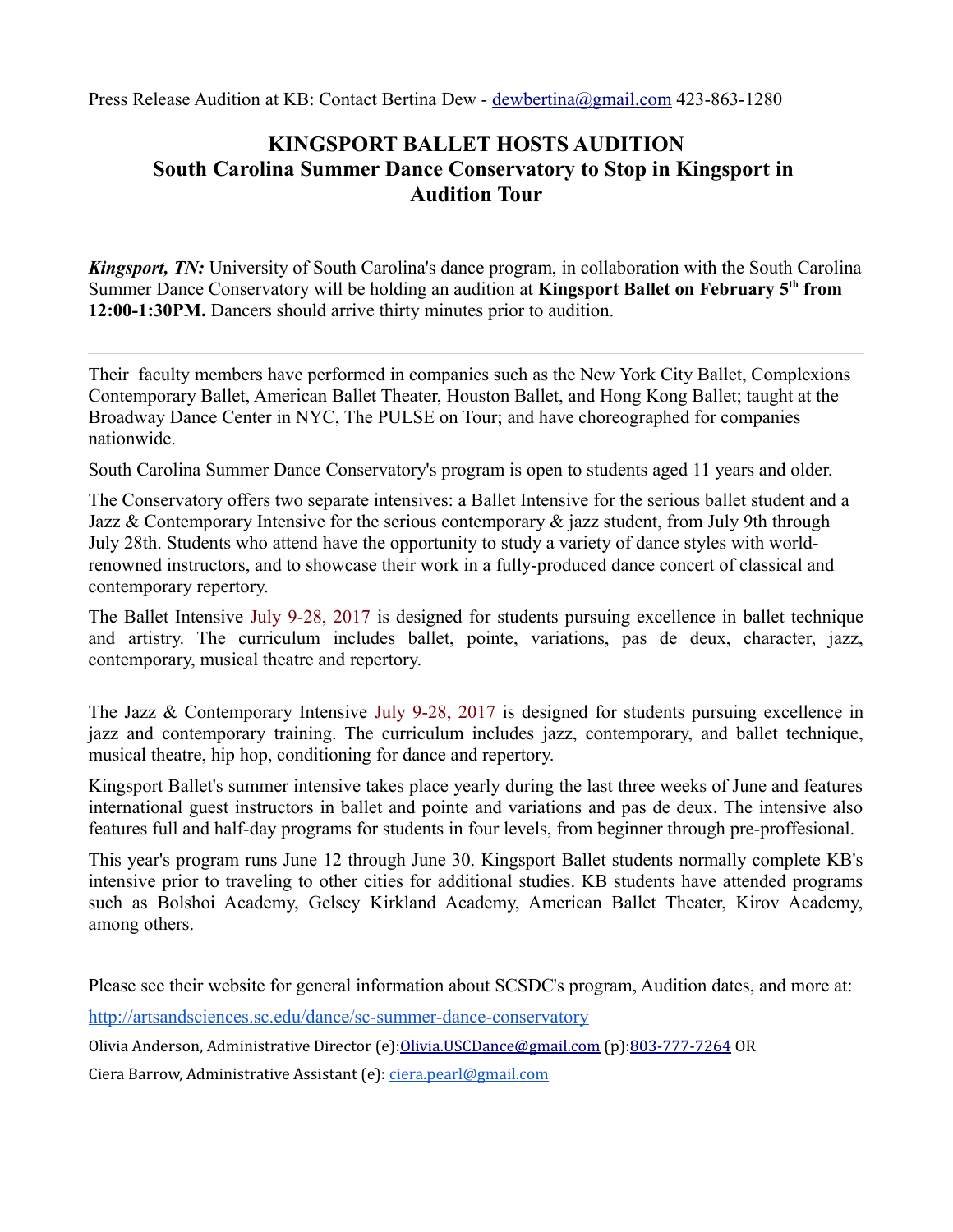Press Release Audition at KB: Contact Bertina Dew - dewbertina@gmail.com 423-863-1280

# KINGSPORT BALLET HOSTS AUDITION
## South Carolina Summer Dance Conservatory to Stop in Kingsport in Audition Tour

***Kingsport, TN:*** University of South Carolina's dance program, in collaboration with the South Carolina Summer Dance Conservatory will be holding an audition at **Kingsport Ballet on February 5th from 12:00-1:30PM.** Dancers should arrive thirty minutes prior to audition.

---

Their faculty members have performed in companies such as the New York City Ballet, Complexions Contemporary Ballet, American Ballet Theater, Houston Ballet, and Hong Kong Ballet; taught at the Broadway Dance Center in NYC, The PULSE on Tour; and have choreographed for companies nationwide.

South Carolina Summer Dance Conservatory's program is open to students aged 11 years and older.

The Conservatory offers two separate intensives: a Ballet Intensive for the serious ballet student and a Jazz & Contemporary Intensive for the serious contemporary & jazz student, from July 9th through July 28th. Students who attend have the opportunity to study a variety of dance styles with world-renowned instructors, and to showcase their work in a fully-produced dance concert of classical and contemporary repertory.

The Ballet Intensive July 9-28, 2017 is designed for students pursuing excellence in ballet technique and artistry. The curriculum includes ballet, pointe, variations, pas de deux, character, jazz, contemporary, musical theatre and repertory.

The Jazz & Contemporary Intensive July 9-28, 2017 is designed for students pursuing excellence in jazz and contemporary training. The curriculum includes jazz, contemporary, and ballet technique, musical theatre, hip hop, conditioning for dance and repertory.

Kingsport Ballet's summer intensive takes place yearly during the last three weeks of June and features international guest instructors in ballet and pointe and variations and pas de deux. The intensive also features full and half-day programs for students in four levels, from beginner through pre-proffesional.

This year's program runs June 12 through June 30. Kingsport Ballet students normally complete KB's intensive prior to traveling to other cities for additional studies. KB students have attended programs such as Bolshoi Academy, Gelsey Kirkland Academy, American Ballet Theater, Kirov Academy, among others.

Please see their website for general information about SCSDC's program, Audition dates, and more at:

http://artsandsciences.sc.edu/dance/sc-summer-dance-conservatory

Olivia Anderson, Administrative Director (e):Olivia.USCDance@gmail.com (p):803-777-7264 OR

Ciera Barrow, Administrative Assistant (e): ciera.pearl@gmail.com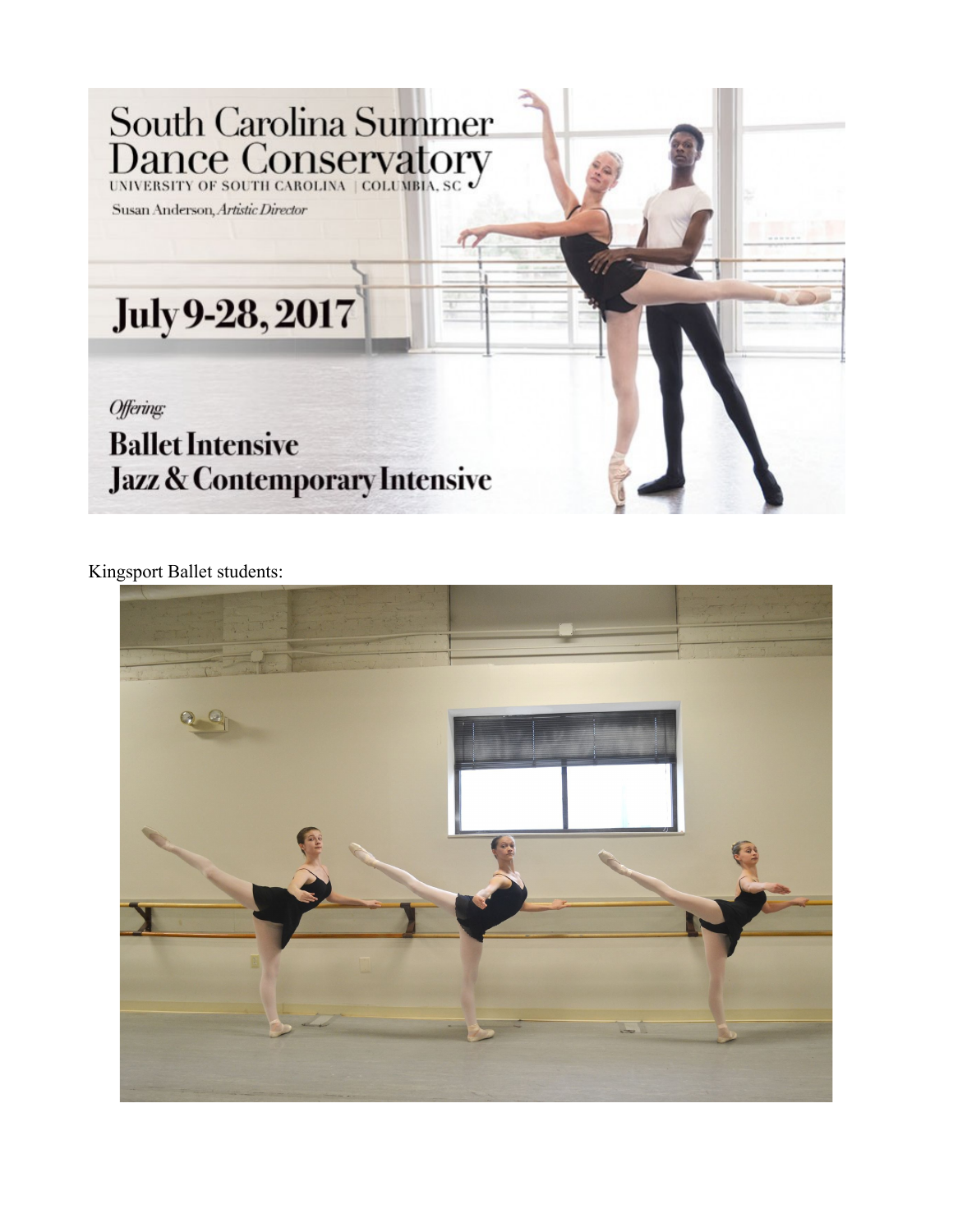South Carolina Summer Dance Conservatory

UNIVERSITY OF SOUTH CAROLINA | COLUMBIA, SC

Susan Anderson, *Artistic Director*

**July 9-28, 2017**

*Offering:*

**Ballet Intensive**

**Jazz & Contemporary Intensive**

Kingsport Ballet students: